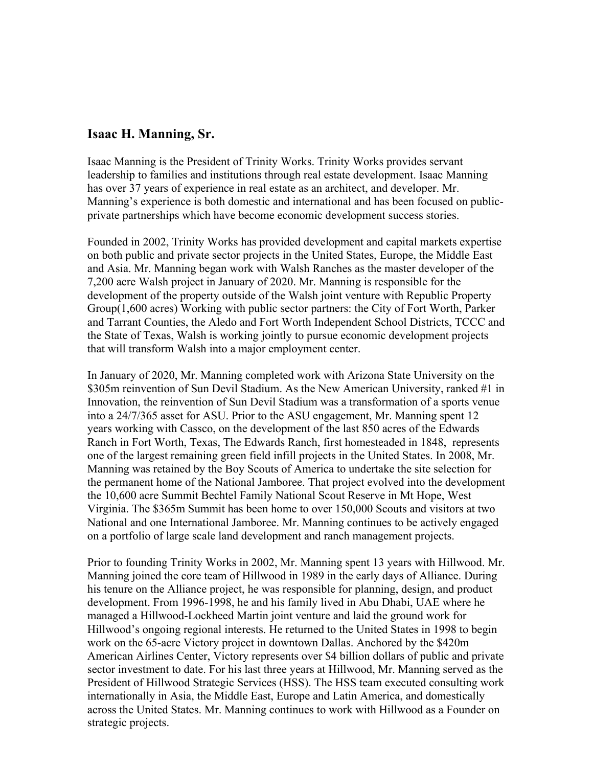## Isaac H. Manning, Sr.

Isaac Manning is the President of Trinity Works. Trinity Works provides servant leadership to families and institutions through real estate development. Isaac Manning has over 37 years of experience in real estate as an architect, and developer. Mr. Manning's experience is both domestic and international and has been focused on public-private partnerships which have become economic development success stories.

Founded in 2002, Trinity Works has provided development and capital markets expertise on both public and private sector projects in the United States, Europe, the Middle East and Asia. Mr. Manning began work with Walsh Ranches as the master developer of the 7,200 acre Walsh project in January of 2020. Mr. Manning is responsible for the development of the property outside of the Walsh joint venture with Republic Property Group(1,600 acres) Working with public sector partners: the City of Fort Worth, Parker and Tarrant Counties, the Aledo and Fort Worth Independent School Districts, TCCC and the State of Texas, Walsh is working jointly to pursue economic development projects that will transform Walsh into a major employment center.

In January of 2020, Mr. Manning completed work with Arizona State University on the $305m reinvention of Sun Devil Stadium. As the New American University, ranked #1 in Innovation, the reinvention of Sun Devil Stadium was a transformation of a sports venue into a 24/7/365 asset for ASU. Prior to the ASU engagement, Mr. Manning spent 12 years working with Cassco, on the development of the last 850 acres of the Edwards Ranch in Fort Worth, Texas, The Edwards Ranch, first homesteaded in 1848, represents one of the largest remaining green field infill projects in the United States. In 2008, Mr. Manning was retained by the Boy Scouts of America to undertake the site selection for the permanent home of the National Jamboree. That project evolved into the development the 10,600 acre Summit Bechtel Family National Scout Reserve in Mt Hope, West Virginia. The $365m Summit has been home to over 150,000 Scouts and visitors at two National and one International Jamboree. Mr. Manning continues to be actively engaged on a portfolio of large scale land development and ranch management projects.

Prior to founding Trinity Works in 2002, Mr. Manning spent 13 years with Hillwood. Mr. Manning joined the core team of Hillwood in 1989 in the early days of Alliance. During his tenure on the Alliance project, he was responsible for planning, design, and product development. From 1996-1998, he and his family lived in Abu Dhabi, UAE where he managed a Hillwood-Lockheed Martin joint venture and laid the ground work for Hillwood's ongoing regional interests. He returned to the United States in 1998 to begin work on the 65-acre Victory project in downtown Dallas. Anchored by the $420m American Airlines Center, Victory represents over $4 billion dollars of public and private sector investment to date. For his last three years at Hillwood, Mr. Manning served as the President of Hillwood Strategic Services (HSS). The HSS team executed consulting work internationally in Asia, the Middle East, Europe and Latin America, and domestically across the United States. Mr. Manning continues to work with Hillwood as a Founder on strategic projects.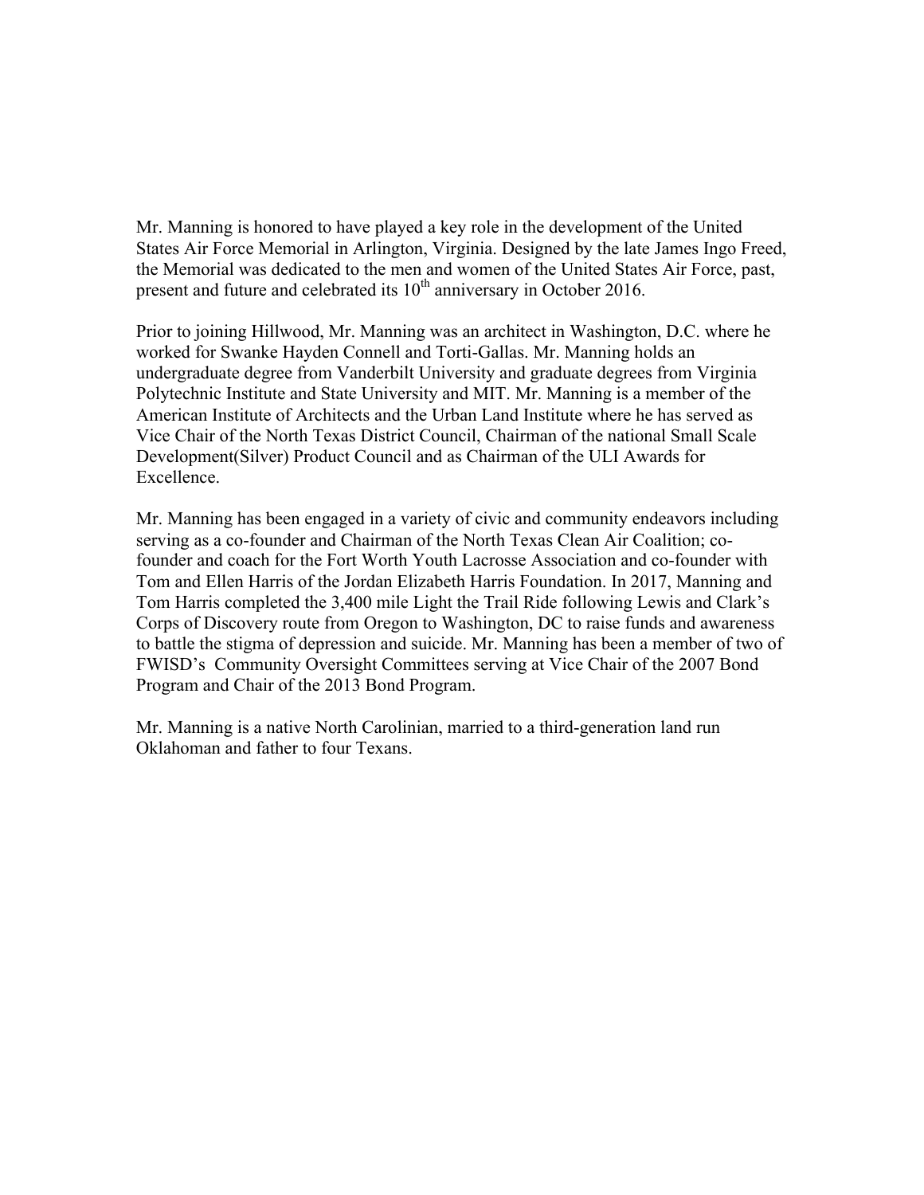Mr. Manning is honored to have played a key role in the development of the United States Air Force Memorial in Arlington, Virginia. Designed by the late James Ingo Freed, the Memorial was dedicated to the men and women of the United States Air Force, past, present and future and celebrated its $10^{th}$ anniversary in October 2016.

Prior to joining Hillwood, Mr. Manning was an architect in Washington, D.C. where he worked for Swanke Hayden Connell and Torti-Gallas. Mr. Manning holds an undergraduate degree from Vanderbilt University and graduate degrees from Virginia Polytechnic Institute and State University and MIT. Mr. Manning is a member of the American Institute of Architects and the Urban Land Institute where he has served as Vice Chair of the North Texas District Council, Chairman of the national Small Scale Development(Silver) Product Council and as Chairman of the ULI Awards for Excellence.

Mr. Manning has been engaged in a variety of civic and community endeavors including serving as a co-founder and Chairman of the North Texas Clean Air Coalition; co-founder and coach for the Fort Worth Youth Lacrosse Association and co-founder with Tom and Ellen Harris of the Jordan Elizabeth Harris Foundation. In 2017, Manning and Tom Harris completed the 3,400 mile Light the Trail Ride following Lewis and Clark's Corps of Discovery route from Oregon to Washington, DC to raise funds and awareness to battle the stigma of depression and suicide. Mr. Manning has been a member of two of FWISD's Community Oversight Committees serving at Vice Chair of the 2007 Bond Program and Chair of the 2013 Bond Program.

Mr. Manning is a native North Carolinian, married to a third-generation land run Oklahoman and father to four Texans.